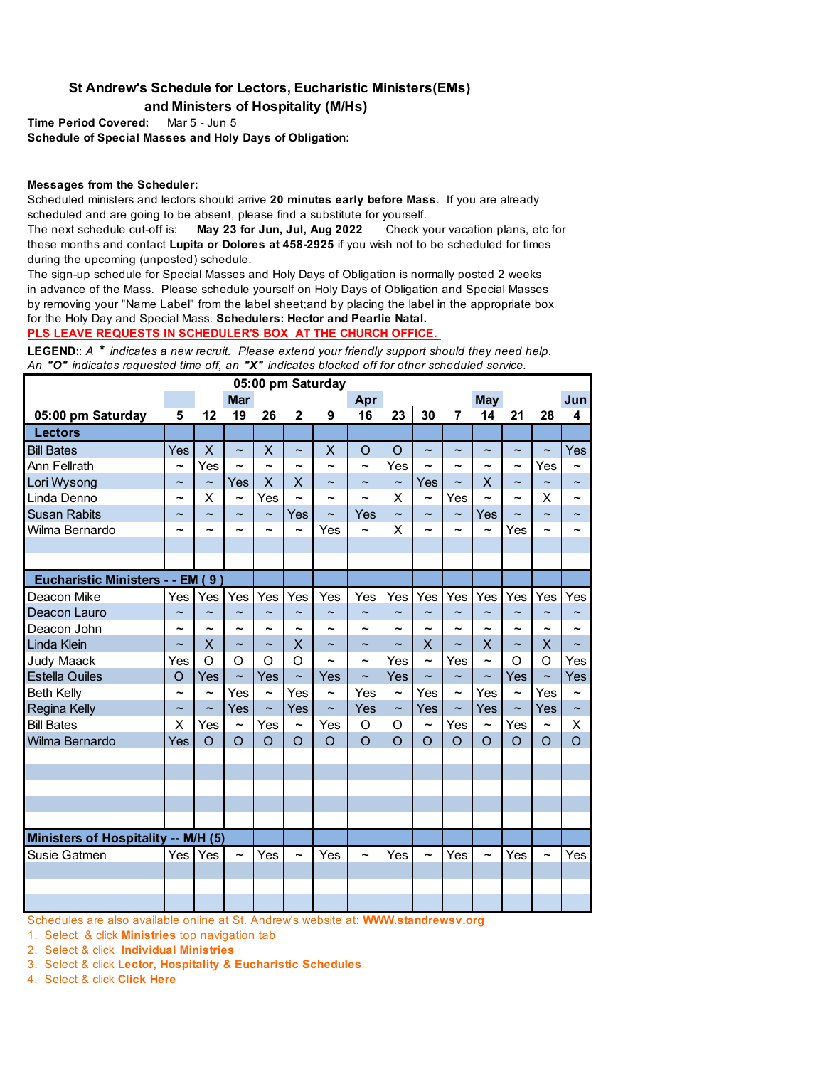# St Andrew's Schedule for Lectors, Eucharistic Ministers(EMs) and Ministers of Hospitality (M/Hs)

**Time Period Covered:** Mar 5 - Jun 5

**Schedule of Special Masses and Holy Days of Obligation:**

**Messages from the Scheduler:**

Scheduled ministers and lectors should arrive **20 minutes early before Mass**. If you are already scheduled and are going to be absent, please find a substitute for yourself.

The next schedule cut-off is: **May 23 for Jun, Jul, Aug 2022** Check your vacation plans, etc for these months and contact **Lupita or Dolores at 458-2925** if you wish not to be scheduled for times during the upcoming (unposted) schedule.

The sign-up schedule for Special Masses and Holy Days of Obligation is normally posted 2 weeks in advance of the Mass. Please schedule yourself on Holy Days of Obligation and Special Masses by removing your "Name Label" from the label sheet;and by placing the label in the appropriate box for the Holy Day and Special Mass. **Schedulers: Hector and Pearlie Natal.**

**PLS LEAVE REQUESTS IN SCHEDULER'S BOX AT THE CHURCH OFFICE.**

**LEGEND:**: *A* ***** *indicates a new recruit. Please extend your friendly support should they need help. An* ***"O"*** *indicates requested time off, an* ***"X"*** *indicates blocked off for other scheduled service.*

| 05:00 pm Saturday | | Mar | | | | | Apr | | | | May | | | Jun |
|---|---|---|---|---|---|---|---|---|---|---|---|---|---|---|
| **05:00 pm Saturday** | **5** | **12** | **19** | **26** | **2** | **9** | **16** | **23** | **30** | **7** | **14** | **21** | **28** | **4** |
| **Lectors** | | | | | | | | | | | | | | |
| Bill Bates | Yes | X | ~ | X | ~ | X | O | O | ~ | ~ | ~ | ~ | ~ | Yes |
| Ann Fellrath | ~ | Yes | ~ | ~ | ~ | ~ | ~ | Yes | ~ | ~ | ~ | ~ | Yes | ~ |
| Lori Wysong | ~ | ~ | Yes | X | X | ~ | ~ | ~ | Yes | ~ | X | ~ | ~ | ~ |
| Linda Denno | ~ | X | ~ | Yes | ~ | ~ | ~ | X | ~ | Yes | ~ | ~ | X | ~ |
| Susan Rabits | ~ | ~ | ~ | ~ | Yes | ~ | Yes | ~ | ~ | ~ | Yes | ~ | ~ | ~ |
| Wilma Bernardo | ~ | ~ | ~ | ~ | ~ | Yes | ~ | X | ~ | ~ | ~ | Yes | ~ | ~ |
| | | | | | | | | | | | | | | |
| | | | | | | | | | | | | | | |
| **Eucharistic Ministers - - EM ( 9 )** | | | | | | | | | | | | | | |
| Deacon Mike | Yes | Yes | Yes | Yes | Yes | Yes | Yes | Yes | Yes | Yes | Yes | Yes | Yes | Yes |
| Deacon Lauro | ~ | ~ | ~ | ~ | ~ | ~ | ~ | ~ | ~ | ~ | ~ | ~ | ~ | ~ |
| Deacon John | ~ | ~ | ~ | ~ | ~ | ~ | ~ | ~ | ~ | ~ | ~ | ~ | ~ | ~ |
| Linda Klein | ~ | X | ~ | ~ | X | ~ | ~ | ~ | X | ~ | X | ~ | X | ~ |
| Judy Maack | Yes | O | O | O | O | ~ | ~ | Yes | ~ | Yes | ~ | O | O | Yes |
| Estella Quiles | O | Yes | ~ | Yes | ~ | Yes | ~ | Yes | ~ | ~ | ~ | Yes | ~ | Yes |
| Beth Kelly | ~ | ~ | Yes | ~ | Yes | ~ | Yes | ~ | Yes | ~ | Yes | ~ | Yes | ~ |
| Regina Kelly | ~ | ~ | Yes | ~ | Yes | ~ | Yes | ~ | Yes | ~ | Yes | ~ | Yes | ~ |
| Bill Bates | X | Yes | ~ | Yes | ~ | Yes | O | O | ~ | Yes | ~ | Yes | ~ | X |
| Wilma Bernardo | Yes | O | O | O | O | O | O | O | O | O | O | O | O | O |
| | | | | | | | | | | | | | | |
| | | | | | | | | | | | | | | |
| | | | | | | | | | | | | | | |
| | | | | | | | | | | | | | | |
| | | | | | | | | | | | | | | |
| **Ministers of Hospitality -- M/H (5)** | | | | | | | | | | | | | | |
| Susie Gatmen | Yes | Yes | ~ | Yes | ~ | Yes | ~ | Yes | ~ | Yes | ~ | Yes | ~ | Yes |
| | | | | | | | | | | | | | | |
| | | | | | | | | | | | | | | |
| | | | | | | | | | | | | | | |

Schedules are also available online at St. Andrew's website at: **WWW.standrewsv.org**

1. Select & click **Ministries** top navigation tab
2. Select & click **Individual Ministries**
3. Select & click **Lector, Hospitality & Eucharistic Schedules**
4. Select & click **Click Here**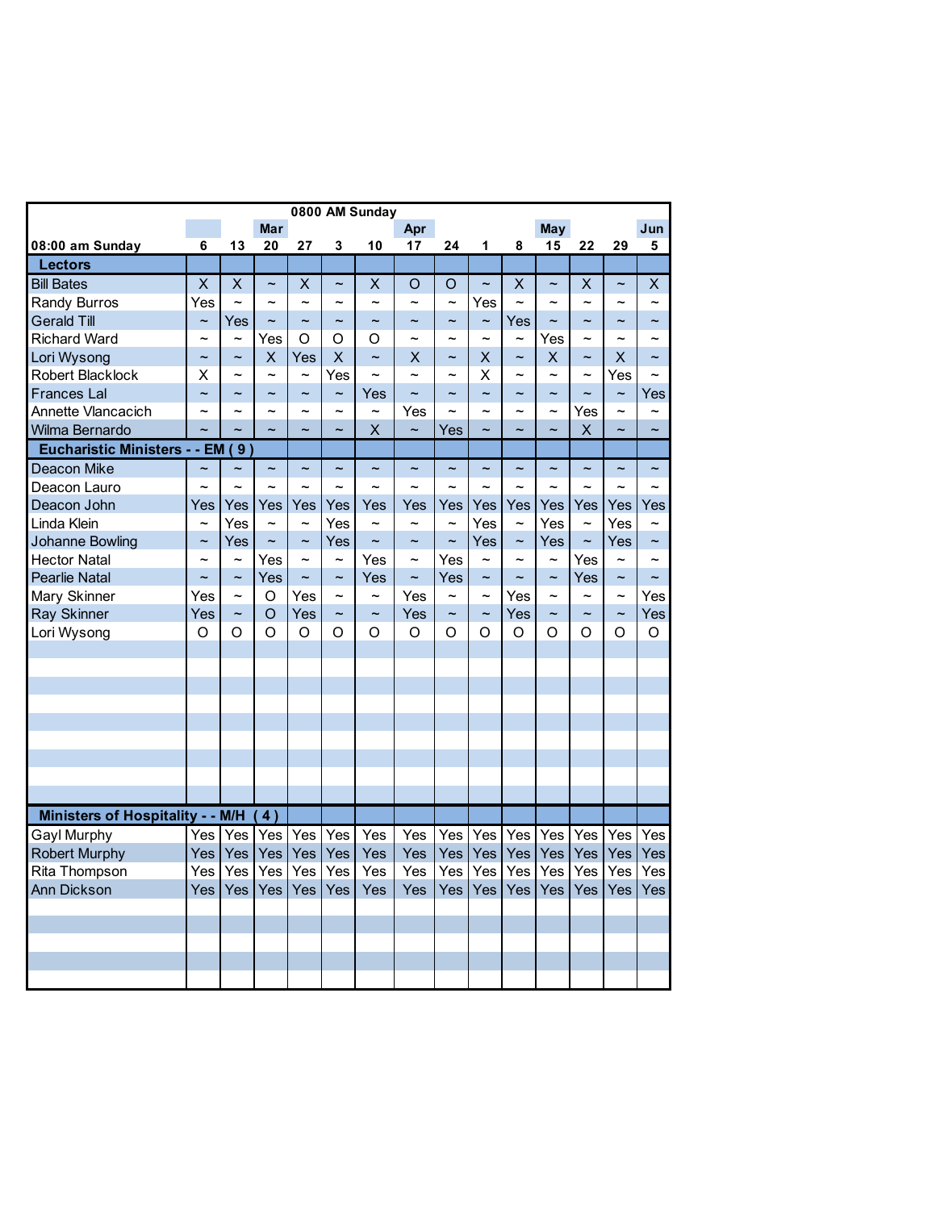| 08:00 am Sunday | 6 | 13 | Mar 20 | 27 | 3 | 10 | Apr 17 | 24 | 1 | 8 | May 15 | 22 | 29 | Jun 5 |
|---|---|---|---|---|---|---|---|---|---|---|---|---|---|---|
| **Lectors** | | | | | | | | | | | | | | |
| Bill Bates | X | X | ~ | X | ~ | X | O | O | ~ | X | ~ | X | ~ | X |
| Randy Burros | Yes | ~ | ~ | ~ | ~ | ~ | ~ | ~ | Yes | ~ | ~ | ~ | ~ | ~ |
| Gerald Till | ~ | Yes | ~ | ~ | ~ | ~ | ~ | ~ | ~ | Yes | ~ | ~ | ~ | ~ |
| Richard Ward | ~ | ~ | Yes | O | O | O | ~ | ~ | ~ | ~ | Yes | ~ | ~ | ~ |
| Lori Wysong | ~ | ~ | X | Yes | X | ~ | X | ~ | X | ~ | X | ~ | X | ~ |
| Robert Blacklock | X | ~ | ~ | ~ | Yes | ~ | ~ | ~ | X | ~ | ~ | ~ | Yes | ~ |
| Frances Lal | ~ | ~ | ~ | ~ | ~ | Yes | ~ | ~ | ~ | ~ | ~ | ~ | ~ | Yes |
| Annette Vlancacich | ~ | ~ | ~ | ~ | ~ | ~ | Yes | ~ | ~ | ~ | ~ | Yes | ~ | ~ |
| Wilma Bernardo | ~ | ~ | ~ | ~ | ~ | X | ~ | Yes | ~ | ~ | ~ | X | ~ | ~ |
| **Eucharistic Ministers - - EM ( 9 )** | | | | | | | | | | | | | | |
| Deacon Mike | ~ | ~ | ~ | ~ | ~ | ~ | ~ | ~ | ~ | ~ | ~ | ~ | ~ | ~ |
| Deacon Lauro | ~ | ~ | ~ | ~ | ~ | ~ | ~ | ~ | ~ | ~ | ~ | ~ | ~ | ~ |
| Deacon John | Yes | Yes | Yes | Yes | Yes | Yes | Yes | Yes | Yes | Yes | Yes | Yes | Yes | Yes |
| Linda Klein | ~ | Yes | ~ | ~ | Yes | ~ | ~ | ~ | Yes | ~ | Yes | ~ | Yes | ~ |
| Johanne Bowling | ~ | Yes | ~ | ~ | Yes | ~ | ~ | ~ | Yes | ~ | Yes | ~ | Yes | ~ |
| Hector Natal | ~ | ~ | Yes | ~ | ~ | Yes | ~ | Yes | ~ | ~ | ~ | Yes | ~ | ~ |
| Pearlie Natal | ~ | ~ | Yes | ~ | ~ | Yes | ~ | Yes | ~ | ~ | ~ | Yes | ~ | ~ |
| Mary Skinner | Yes | ~ | O | Yes | ~ | ~ | Yes | ~ | ~ | Yes | ~ | ~ | ~ | Yes |
| Ray Skinner | Yes | ~ | O | Yes | ~ | ~ | Yes | ~ | ~ | Yes | ~ | ~ | ~ | Yes |
| Lori Wysong | O | O | O | O | O | O | O | O | O | O | O | O | O | O |
| **Ministers of Hospitality - - M/H ( 4 )** | | | | | | | | | | | | | | |
| Gayl Murphy | Yes | Yes | Yes | Yes | Yes | Yes | Yes | Yes | Yes | Yes | Yes | Yes | Yes | Yes |
| Robert Murphy | Yes | Yes | Yes | Yes | Yes | Yes | Yes | Yes | Yes | Yes | Yes | Yes | Yes | Yes |
| Rita Thompson | Yes | Yes | Yes | Yes | Yes | Yes | Yes | Yes | Yes | Yes | Yes | Yes | Yes | Yes |
| Ann Dickson | Yes | Yes | Yes | Yes | Yes | Yes | Yes | Yes | Yes | Yes | Yes | Yes | Yes | Yes |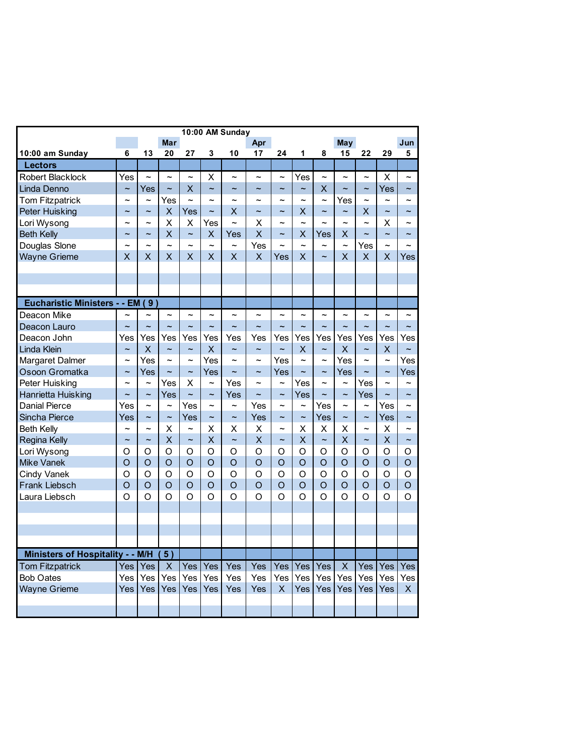| 10:00 AM Sunday | | | | | | | | | | | | | | |
|---|---|---|---|---|---|---|---|---|---|---|---|---|---|---|
| | | | Mar | | | | Apr | | | | May | | | Jun |
| 10:00 am Sunday | 6 | 13 | 20 | 27 | 3 | 10 | 17 | 24 | 1 | 8 | 15 | 22 | 29 | 5 |
| **Lectors** | | | | | | | | | | | | | | |
| Robert Blacklock | Yes | ~ | ~ | ~ | X | ~ | ~ | ~ | Yes | ~ | ~ | ~ | X | ~ |
| Linda Denno | ~ | Yes | ~ | X | ~ | ~ | ~ | ~ | ~ | X | ~ | ~ | Yes | ~ |
| Tom Fitzpatrick | ~ | ~ | Yes | ~ | ~ | ~ | ~ | ~ | ~ | ~ | Yes | ~ | ~ | ~ |
| Peter Huisking | ~ | ~ | X | Yes | ~ | X | ~ | ~ | X | ~ | ~ | X | ~ | ~ |
| Lori Wysong | ~ | ~ | X | X | Yes | ~ | X | ~ | ~ | ~ | ~ | ~ | X | ~ |
| Beth Kelly | ~ | ~ | X | ~ | X | Yes | X | ~ | X | Yes | X | ~ | ~ | ~ |
| Douglas Slone | ~ | ~ | ~ | ~ | ~ | ~ | Yes | ~ | ~ | ~ | ~ | Yes | ~ | ~ |
| Wayne Grieme | X | X | X | X | X | X | X | Yes | X | ~ | X | X | X | Yes |
| | | | | | | | | | | | | | | |
| | | | | | | | | | | | | | | |
| | | | | | | | | | | | | | | |
| **Eucharistic Ministers - - EM ( 9 )** | | | | | | | | | | | | | | |
| Deacon Mike | ~ | ~ | ~ | ~ | ~ | ~ | ~ | ~ | ~ | ~ | ~ | ~ | ~ | ~ |
| Deacon Lauro | ~ | ~ | ~ | ~ | ~ | ~ | ~ | ~ | ~ | ~ | ~ | ~ | ~ | ~ |
| Deacon John | Yes | Yes | Yes | Yes | Yes | Yes | Yes | Yes | Yes | Yes | Yes | Yes | Yes | Yes |
| Linda Klein | ~ | X | ~ | ~ | X | ~ | ~ | ~ | X | ~ | X | ~ | X | ~ |
| Margaret Dalmer | ~ | Yes | ~ | ~ | Yes | ~ | ~ | Yes | ~ | ~ | Yes | ~ | ~ | Yes |
| Osoon Gromatka | ~ | Yes | ~ | ~ | Yes | ~ | ~ | Yes | ~ | ~ | Yes | ~ | ~ | Yes |
| Peter Huisking | ~ | ~ | Yes | X | ~ | Yes | ~ | ~ | Yes | ~ | ~ | Yes | ~ | ~ |
| Hanrietta Huisking | ~ | ~ | Yes | ~ | ~ | Yes | ~ | ~ | Yes | ~ | ~ | Yes | ~ | ~ |
| Danial Pierce | Yes | ~ | ~ | Yes | ~ | ~ | Yes | ~ | ~ | Yes | ~ | ~ | Yes | ~ |
| Sincha Pierce | Yes | ~ | ~ | Yes | ~ | ~ | Yes | ~ | ~ | Yes | ~ | ~ | Yes | ~ |
| Beth Kelly | ~ | ~ | X | ~ | X | X | X | ~ | X | X | X | ~ | X | ~ |
| Regina Kelly | ~ | ~ | X | ~ | X | ~ | X | ~ | X | ~ | X | ~ | X | ~ |
| Lori Wysong | O | O | O | O | O | O | O | O | O | O | O | O | O | O |
| Mike Vanek | O | O | O | O | O | O | O | O | O | O | O | O | O | O |
| Cindy Vanek | O | O | O | O | O | O | O | O | O | O | O | O | O | O |
| Frank Liebsch | O | O | O | O | O | O | O | O | O | O | O | O | O | O |
| Laura Liebsch | O | O | O | O | O | O | O | O | O | O | O | O | O | O |
| | | | | | | | | | | | | | | |
| | | | | | | | | | | | | | | |
| | | | | | | | | | | | | | | |
| | | | | | | | | | | | | | | |
| **Ministers of Hospitality - - M/H ( 5 )** | | | | | | | | | | | | | | |
| Tom Fitzpatrick | Yes | Yes | X | Yes | Yes | Yes | Yes | Yes | Yes | Yes | X | Yes | Yes | Yes |
| Bob Oates | Yes | Yes | Yes | Yes | Yes | Yes | Yes | Yes | Yes | Yes | Yes | Yes | Yes | Yes |
| Wayne Grieme | Yes | Yes | Yes | Yes | Yes | Yes | Yes | X | Yes | Yes | Yes | Yes | Yes | X |
| | | | | | | | | | | | | | | |
| | | | | | | | | | | | | | | |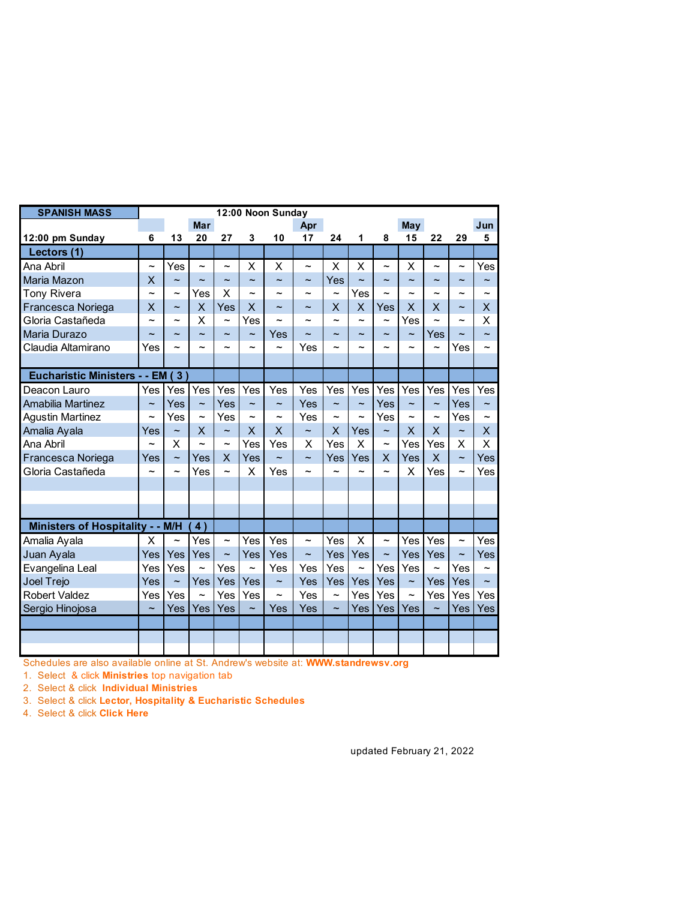| SPANISH MASS | 12:00 Noon Sunday | | | | | | | | | | | | | |
|---|---|---|---|---|---|---|---|---|---|---|---|---|---|---|
| | | | Mar | | | | Apr | | | | May | | | Jun |
| 12:00 pm Sunday | 6 | 13 | 20 | 27 | 3 | 10 | 17 | 24 | 1 | 8 | 15 | 22 | 29 | 5 |
| **Lectors (1)** | | | | | | | | | | | | | | |
| Ana Abril | ~ | Yes | ~ | ~ | X | X | ~ | X | X | ~ | X | ~ | ~ | Yes |
| Maria Mazon | X | ~ | ~ | ~ | ~ | ~ | ~ | Yes | ~ | ~ | ~ | ~ | ~ | ~ |
| Tony Rivera | ~ | ~ | Yes | X | ~ | ~ | ~ | ~ | Yes | ~ | ~ | ~ | ~ | ~ |
| Francesca Noriega | X | ~ | X | Yes | X | ~ | ~ | X | X | Yes | X | X | ~ | X |
| Gloria Castañeda | ~ | ~ | X | ~ | Yes | ~ | ~ | ~ | ~ | ~ | Yes | ~ | ~ | X |
| Maria Durazo | ~ | ~ | ~ | ~ | ~ | Yes | ~ | ~ | ~ | ~ | ~ | Yes | ~ | ~ |
| Claudia Altamirano | Yes | ~ | ~ | ~ | ~ | ~ | Yes | ~ | ~ | ~ | ~ | ~ | Yes | ~ |
| | | | | | | | | | | | | | | |
| **Eucharistic Ministers - - EM ( 3 )** | | | | | | | | | | | | | | |
| Deacon Lauro | Yes | Yes | Yes | Yes | Yes | Yes | Yes | Yes | Yes | Yes | Yes | Yes | Yes | Yes |
| Amabilia Martinez | ~ | Yes | ~ | Yes | ~ | ~ | Yes | ~ | ~ | Yes | ~ | ~ | Yes | ~ |
| Agustin Martinez | ~ | Yes | ~ | Yes | ~ | ~ | Yes | ~ | ~ | Yes | ~ | ~ | Yes | ~ |
| Amalia Ayala | Yes | ~ | X | ~ | X | X | ~ | X | Yes | ~ | X | X | ~ | X |
| Ana Abril | ~ | X | ~ | ~ | Yes | Yes | X | Yes | X | ~ | Yes | Yes | X | X |
| Francesca Noriega | Yes | ~ | Yes | X | Yes | ~ | ~ | Yes | Yes | X | Yes | X | ~ | Yes |
| Gloria Castañeda | ~ | ~ | Yes | ~ | X | Yes | ~ | ~ | ~ | ~ | X | Yes | ~ | Yes |
| | | | | | | | | | | | | | | |
| | | | | | | | | | | | | | | |
| | | | | | | | | | | | | | | |
| **Ministers of Hospitality - - M/H ( 4 )** | | | | | | | | | | | | | | |
| Amalia Ayala | X | ~ | Yes | ~ | Yes | Yes | ~ | Yes | X | ~ | Yes | Yes | ~ | Yes |
| Juan Ayala | Yes | Yes | Yes | ~ | Yes | Yes | ~ | Yes | Yes | ~ | Yes | Yes | ~ | Yes |
| Evangelina Leal | Yes | Yes | ~ | Yes | ~ | Yes | Yes | Yes | ~ | Yes | Yes | ~ | Yes | ~ |
| Joel Trejo | Yes | ~ | Yes | Yes | Yes | ~ | Yes | Yes | Yes | Yes | ~ | Yes | Yes | ~ |
| Robert Valdez | Yes | Yes | ~ | Yes | Yes | ~ | Yes | ~ | Yes | Yes | ~ | Yes | Yes | Yes |
| Sergio Hinojosa | ~ | Yes | Yes | Yes | ~ | Yes | Yes | ~ | Yes | Yes | Yes | ~ | Yes | Yes |

Schedules are also available online at St. Andrew's website at: **WWW.standrewsv.org**

1. Select & click **Ministries** top navigation tab
2. Select & click **Individual Ministries**
3. Select & click **Lector, Hospitality & Eucharistic Schedules**
4. Select & click **Click Here**

updated February 21, 2022